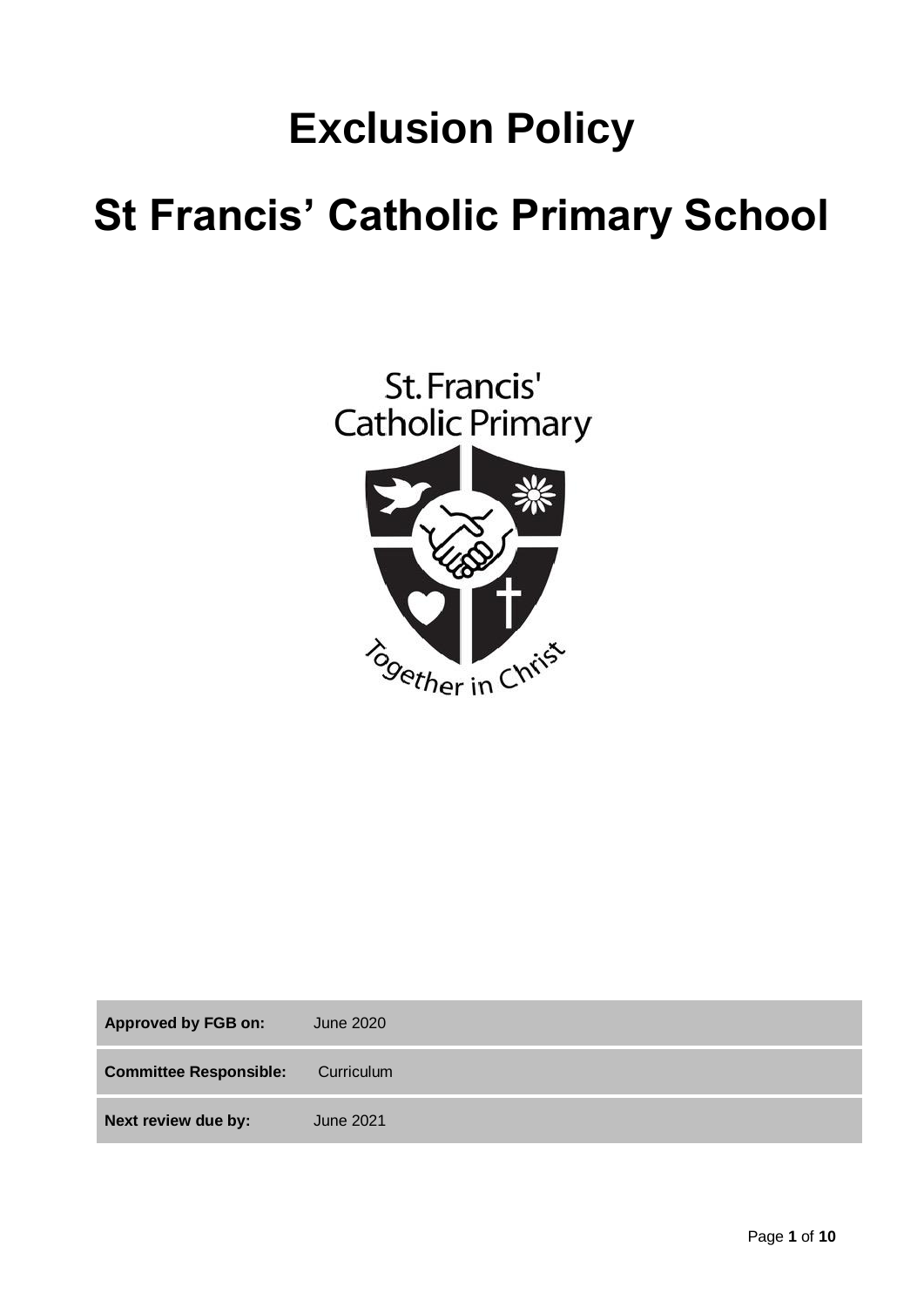# Exclusion Policy

# St Francis' Catholic Primary School

| Approved by FGB on: | June 2020 |
|---|---|
| **Committee Responsible:** | Curriculum |
| **Next review due by:** | June 2021 |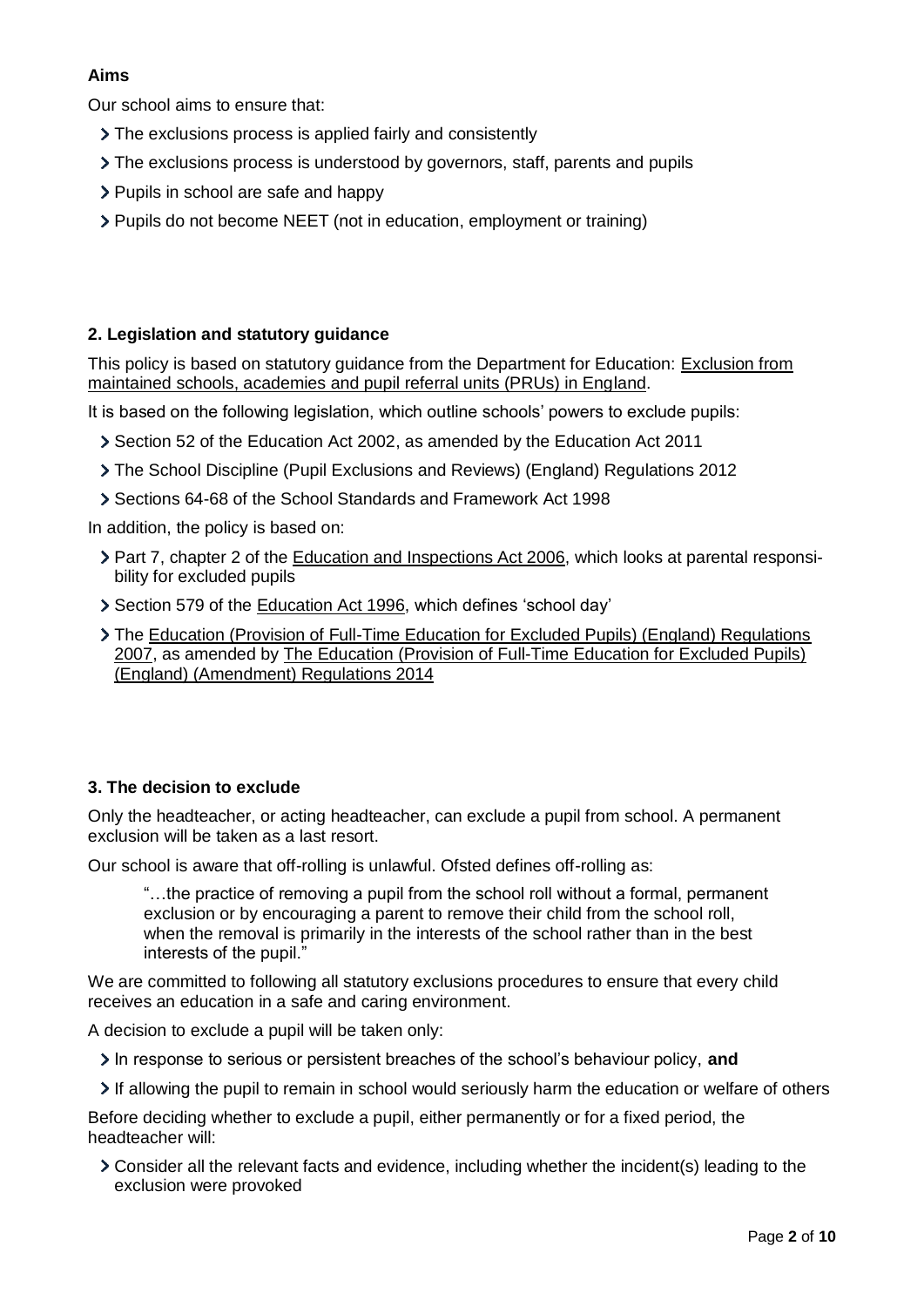### Aims

Our school aims to ensure that:

- The exclusions process is applied fairly and consistently
- The exclusions process is understood by governors, staff, parents and pupils
- Pupils in school are safe and happy
- Pupils do not become NEET (not in education, employment or training)

### 2. Legislation and statutory guidance

This policy is based on statutory guidance from the Department for Education: Exclusion from maintained schools, academies and pupil referral units (PRUs) in England.

It is based on the following legislation, which outline schools' powers to exclude pupils:

- Section 52 of the Education Act 2002, as amended by the Education Act 2011
- The School Discipline (Pupil Exclusions and Reviews) (England) Regulations 2012
- Sections 64-68 of the School Standards and Framework Act 1998

In addition, the policy is based on:

- Part 7, chapter 2 of the Education and Inspections Act 2006, which looks at parental responsibility for excluded pupils
- Section 579 of the Education Act 1996, which defines 'school day'
- The Education (Provision of Full-Time Education for Excluded Pupils) (England) Regulations 2007, as amended by The Education (Provision of Full-Time Education for Excluded Pupils) (England) (Amendment) Regulations 2014

### 3. The decision to exclude

Only the headteacher, or acting headteacher, can exclude a pupil from school. A permanent exclusion will be taken as a last resort.

Our school is aware that off-rolling is unlawful. Ofsted defines off-rolling as:

> "…the practice of removing a pupil from the school roll without a formal, permanent exclusion or by encouraging a parent to remove their child from the school roll, when the removal is primarily in the interests of the school rather than in the best interests of the pupil."

We are committed to following all statutory exclusions procedures to ensure that every child receives an education in a safe and caring environment.

A decision to exclude a pupil will be taken only:

- In response to serious or persistent breaches of the school's behaviour policy, **and**
- If allowing the pupil to remain in school would seriously harm the education or welfare of others

Before deciding whether to exclude a pupil, either permanently or for a fixed period, the headteacher will:

- Consider all the relevant facts and evidence, including whether the incident(s) leading to the exclusion were provoked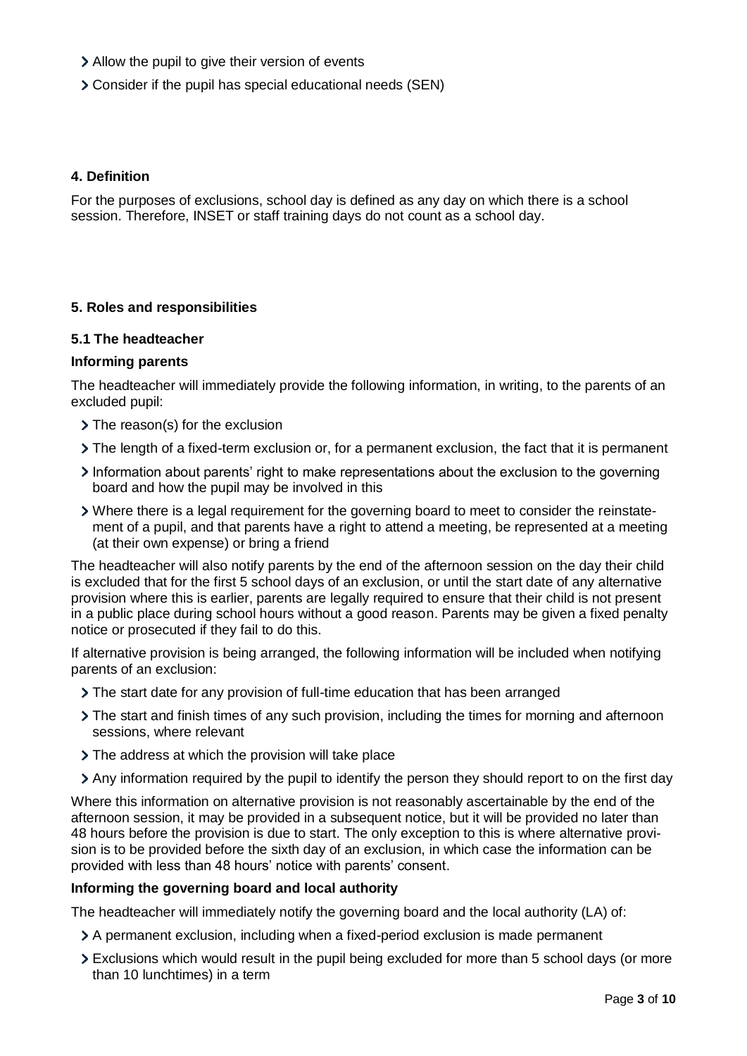- Allow the pupil to give their version of events
- Consider if the pupil has special educational needs (SEN)

## 4. Definition

For the purposes of exclusions, school day is defined as any day on which there is a school session. Therefore, INSET or staff training days do not count as a school day.

## 5. Roles and responsibilities

### 5.1 The headteacher

**Informing parents**

The headteacher will immediately provide the following information, in writing, to the parents of an excluded pupil:

- The reason(s) for the exclusion
- The length of a fixed-term exclusion or, for a permanent exclusion, the fact that it is permanent
- Information about parents' right to make representations about the exclusion to the governing board and how the pupil may be involved in this
- Where there is a legal requirement for the governing board to meet to consider the reinstatement of a pupil, and that parents have a right to attend a meeting, be represented at a meeting (at their own expense) or bring a friend

The headteacher will also notify parents by the end of the afternoon session on the day their child is excluded that for the first 5 school days of an exclusion, or until the start date of any alternative provision where this is earlier, parents are legally required to ensure that their child is not present in a public place during school hours without a good reason. Parents may be given a fixed penalty notice or prosecuted if they fail to do this.

If alternative provision is being arranged, the following information will be included when notifying parents of an exclusion:

- The start date for any provision of full-time education that has been arranged
- The start and finish times of any such provision, including the times for morning and afternoon sessions, where relevant
- The address at which the provision will take place
- Any information required by the pupil to identify the person they should report to on the first day

Where this information on alternative provision is not reasonably ascertainable by the end of the afternoon session, it may be provided in a subsequent notice, but it will be provided no later than 48 hours before the provision is due to start. The only exception to this is where alternative provision is to be provided before the sixth day of an exclusion, in which case the information can be provided with less than 48 hours' notice with parents' consent.

**Informing the governing board and local authority**

The headteacher will immediately notify the governing board and the local authority (LA) of:

- A permanent exclusion, including when a fixed-period exclusion is made permanent
- Exclusions which would result in the pupil being excluded for more than 5 school days (or more than 10 lunchtimes) in a term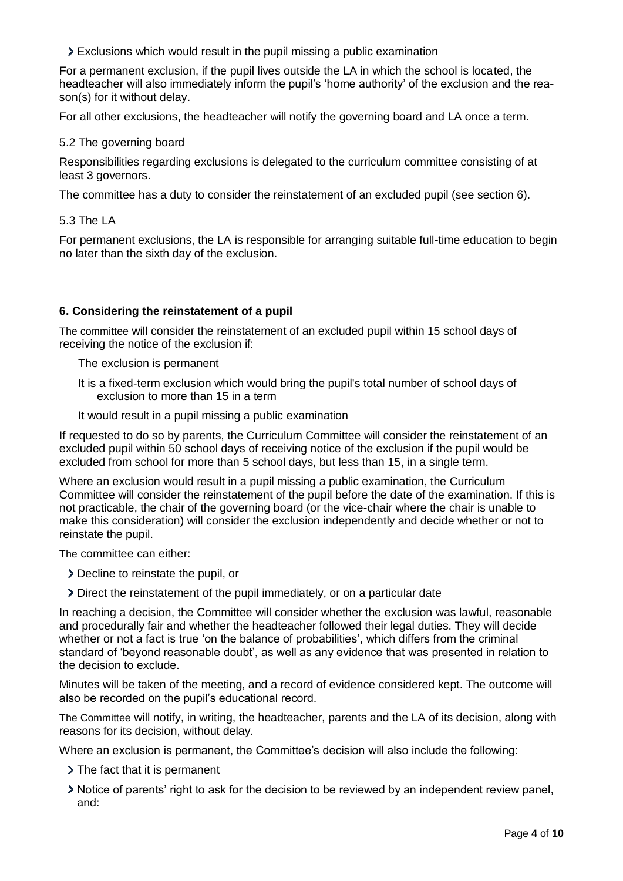- Exclusions which would result in the pupil missing a public examination

For a permanent exclusion, if the pupil lives outside the LA in which the school is located, the headteacher will also immediately inform the pupil's 'home authority' of the exclusion and the reason(s) for it without delay.

For all other exclusions, the headteacher will notify the governing board and LA once a term.

### 5.2 The governing board

Responsibilities regarding exclusions is delegated to the curriculum committee consisting of at least 3 governors.

The committee has a duty to consider the reinstatement of an excluded pupil (see section 6).

### 5.3 The LA

For permanent exclusions, the LA is responsible for arranging suitable full-time education to begin no later than the sixth day of the exclusion.

## 6. Considering the reinstatement of a pupil

The committee will consider the reinstatement of an excluded pupil within 15 school days of receiving the notice of the exclusion if:

- The exclusion is permanent
- It is a fixed-term exclusion which would bring the pupil's total number of school days of exclusion to more than 15 in a term
- It would result in a pupil missing a public examination

If requested to do so by parents, the Curriculum Committee will consider the reinstatement of an excluded pupil within 50 school days of receiving notice of the exclusion if the pupil would be excluded from school for more than 5 school days, but less than 15, in a single term.

Where an exclusion would result in a pupil missing a public examination, the Curriculum Committee will consider the reinstatement of the pupil before the date of the examination. If this is not practicable, the chair of the governing board (or the vice-chair where the chair is unable to make this consideration) will consider the exclusion independently and decide whether or not to reinstate the pupil.

The committee can either:

- Decline to reinstate the pupil, or
- Direct the reinstatement of the pupil immediately, or on a particular date

In reaching a decision, the Committee will consider whether the exclusion was lawful, reasonable and procedurally fair and whether the headteacher followed their legal duties. They will decide whether or not a fact is true 'on the balance of probabilities', which differs from the criminal standard of 'beyond reasonable doubt', as well as any evidence that was presented in relation to the decision to exclude.

Minutes will be taken of the meeting, and a record of evidence considered kept. The outcome will also be recorded on the pupil's educational record.

The Committee will notify, in writing, the headteacher, parents and the LA of its decision, along with reasons for its decision, without delay.

Where an exclusion is permanent, the Committee's decision will also include the following:

- The fact that it is permanent
- Notice of parents' right to ask for the decision to be reviewed by an independent review panel, and: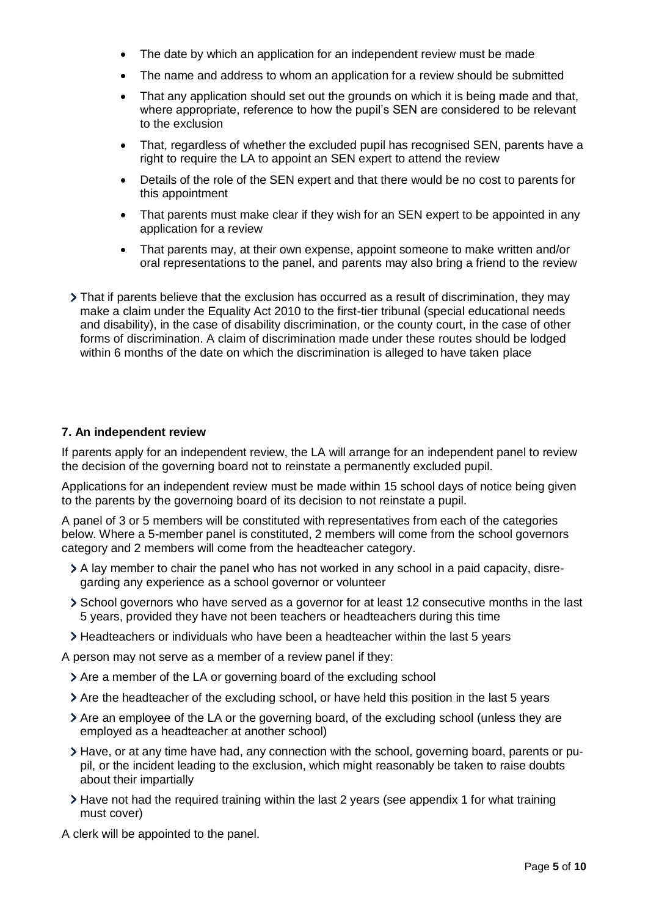- The date by which an application for an independent review must be made
- The name and address to whom an application for a review should be submitted
- That any application should set out the grounds on which it is being made and that, where appropriate, reference to how the pupil's SEN are considered to be relevant to the exclusion
- That, regardless of whether the excluded pupil has recognised SEN, parents have a right to require the LA to appoint an SEN expert to attend the review
- Details of the role of the SEN expert and that there would be no cost to parents for this appointment
- That parents must make clear if they wish for an SEN expert to be appointed in any application for a review
- That parents may, at their own expense, appoint someone to make written and/or oral representations to the panel, and parents may also bring a friend to the review

- That if parents believe that the exclusion has occurred as a result of discrimination, they may make a claim under the Equality Act 2010 to the first-tier tribunal (special educational needs and disability), in the case of disability discrimination, or the county court, in the case of other forms of discrimination. A claim of discrimination made under these routes should be lodged within 6 months of the date on which the discrimination is alleged to have taken place

### 7. An independent review

If parents apply for an independent review, the LA will arrange for an independent panel to review the decision of the governing board not to reinstate a permanently excluded pupil.

Applications for an independent review must be made within 15 school days of notice being given to the parents by the governoing board of its decision to not reinstate a pupil.

A panel of 3 or 5 members will be constituted with representatives from each of the categories below. Where a 5-member panel is constituted, 2 members will come from the school governors category and 2 members will come from the headteacher category.

- A lay member to chair the panel who has not worked in any school in a paid capacity, disregarding any experience as a school governor or volunteer
- School governors who have served as a governor for at least 12 consecutive months in the last 5 years, provided they have not been teachers or headteachers during this time
- Headteachers or individuals who have been a headteacher within the last 5 years

A person may not serve as a member of a review panel if they:

- Are a member of the LA or governing board of the excluding school
- Are the headteacher of the excluding school, or have held this position in the last 5 years
- Are an employee of the LA or the governing board, of the excluding school (unless they are employed as a headteacher at another school)
- Have, or at any time have had, any connection with the school, governing board, parents or pupil, or the incident leading to the exclusion, which might reasonably be taken to raise doubts about their impartially
- Have not had the required training within the last 2 years (see appendix 1 for what training must cover)

A clerk will be appointed to the panel.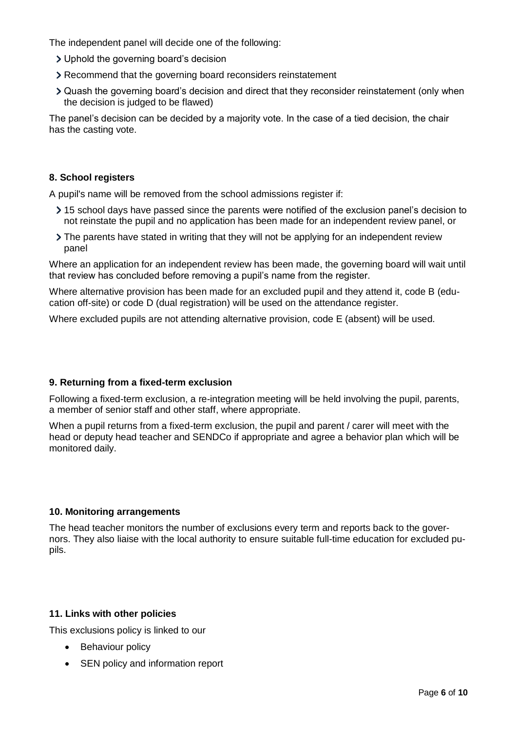The independent panel will decide one of the following:

- Uphold the governing board's decision
- Recommend that the governing board reconsiders reinstatement
- Quash the governing board's decision and direct that they reconsider reinstatement (only when the decision is judged to be flawed)

The panel's decision can be decided by a majority vote. In the case of a tied decision, the chair has the casting vote.

#### 8. School registers

A pupil's name will be removed from the school admissions register if:

- 15 school days have passed since the parents were notified of the exclusion panel's decision to not reinstate the pupil and no application has been made for an independent review panel, or
- The parents have stated in writing that they will not be applying for an independent review panel

Where an application for an independent review has been made, the governing board will wait until that review has concluded before removing a pupil's name from the register.

Where alternative provision has been made for an excluded pupil and they attend it, code B (education off-site) or code D (dual registration) will be used on the attendance register.

Where excluded pupils are not attending alternative provision, code E (absent) will be used.

#### 9. Returning from a fixed-term exclusion

Following a fixed-term exclusion, a re-integration meeting will be held involving the pupil, parents, a member of senior staff and other staff, where appropriate.

When a pupil returns from a fixed-term exclusion, the pupil and parent / carer will meet with the head or deputy head teacher and SENDCo if appropriate and agree a behavior plan which will be monitored daily.

#### 10. Monitoring arrangements

The head teacher monitors the number of exclusions every term and reports back to the governors. They also liaise with the local authority to ensure suitable full-time education for excluded pupils.

#### 11. Links with other policies

This exclusions policy is linked to our

- Behaviour policy
- SEN policy and information report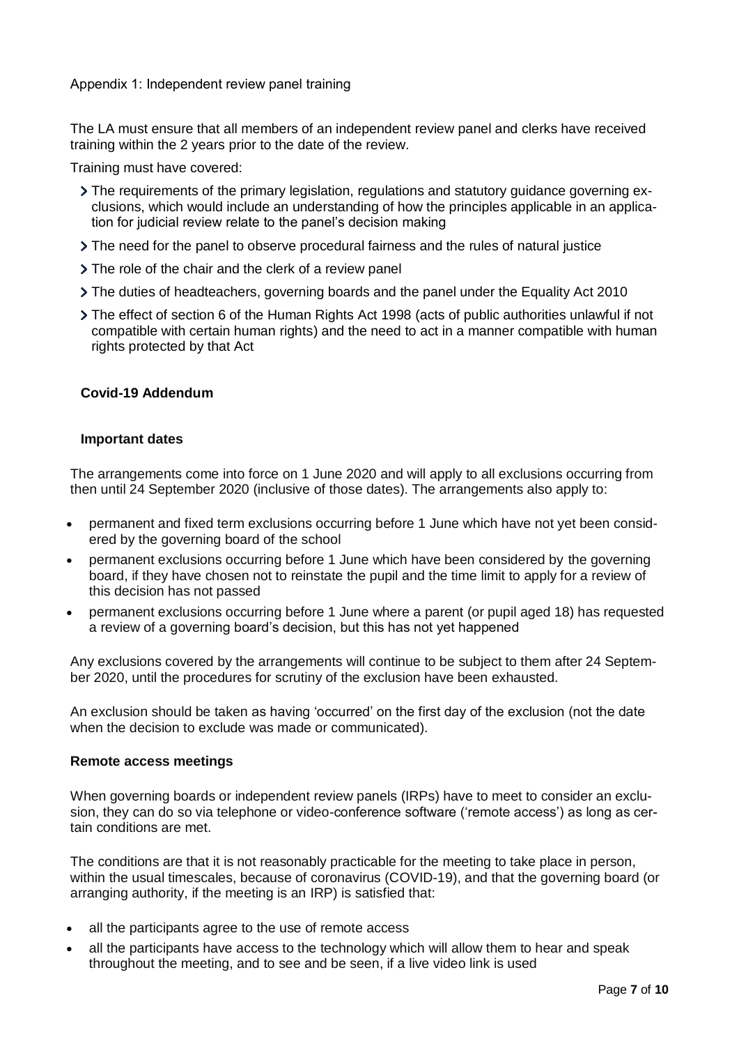## Appendix 1: Independent review panel training

The LA must ensure that all members of an independent review panel and clerks have received training within the 2 years prior to the date of the review.

Training must have covered:

- The requirements of the primary legislation, regulations and statutory guidance governing exclusions, which would include an understanding of how the principles applicable in an application for judicial review relate to the panel's decision making
- The need for the panel to observe procedural fairness and the rules of natural justice
- The role of the chair and the clerk of a review panel
- The duties of headteachers, governing boards and the panel under the Equality Act 2010
- The effect of section 6 of the Human Rights Act 1998 (acts of public authorities unlawful if not compatible with certain human rights) and the need to act in a manner compatible with human rights protected by that Act

## Covid-19 Addendum

### Important dates

The arrangements come into force on 1 June 2020 and will apply to all exclusions occurring from then until 24 September 2020 (inclusive of those dates). The arrangements also apply to:

- permanent and fixed term exclusions occurring before 1 June which have not yet been considered by the governing board of the school
- permanent exclusions occurring before 1 June which have been considered by the governing board, if they have chosen not to reinstate the pupil and the time limit to apply for a review of this decision has not passed
- permanent exclusions occurring before 1 June where a parent (or pupil aged 18) has requested a review of a governing board's decision, but this has not yet happened

Any exclusions covered by the arrangements will continue to be subject to them after 24 September 2020, until the procedures for scrutiny of the exclusion have been exhausted.

An exclusion should be taken as having 'occurred' on the first day of the exclusion (not the date when the decision to exclude was made or communicated).

### Remote access meetings

When governing boards or independent review panels (IRPs) have to meet to consider an exclusion, they can do so via telephone or video-conference software ('remote access') as long as certain conditions are met.

The conditions are that it is not reasonably practicable for the meeting to take place in person, within the usual timescales, because of coronavirus (COVID-19), and that the governing board (or arranging authority, if the meeting is an IRP) is satisfied that:

- all the participants agree to the use of remote access
- all the participants have access to the technology which will allow them to hear and speak throughout the meeting, and to see and be seen, if a live video link is used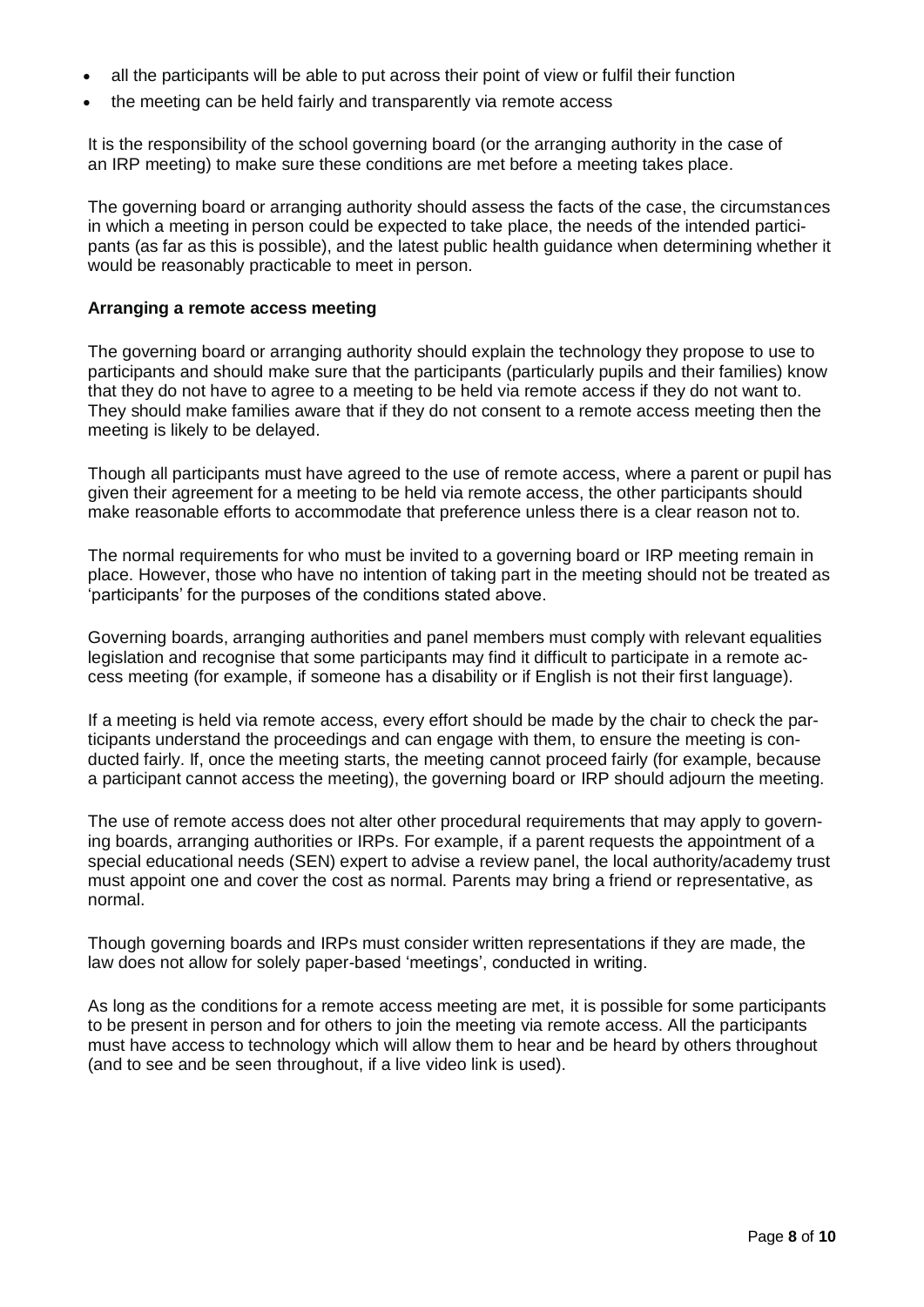- all the participants will be able to put across their point of view or fulfil their function
- the meeting can be held fairly and transparently via remote access

It is the responsibility of the school governing board (or the arranging authority in the case of an IRP meeting) to make sure these conditions are met before a meeting takes place.

The governing board or arranging authority should assess the facts of the case, the circumstances in which a meeting in person could be expected to take place, the needs of the intended participants (as far as this is possible), and the latest public health guidance when determining whether it would be reasonably practicable to meet in person.

**Arranging a remote access meeting**

The governing board or arranging authority should explain the technology they propose to use to participants and should make sure that the participants (particularly pupils and their families) know that they do not have to agree to a meeting to be held via remote access if they do not want to. They should make families aware that if they do not consent to a remote access meeting then the meeting is likely to be delayed.

Though all participants must have agreed to the use of remote access, where a parent or pupil has given their agreement for a meeting to be held via remote access, the other participants should make reasonable efforts to accommodate that preference unless there is a clear reason not to.

The normal requirements for who must be invited to a governing board or IRP meeting remain in place. However, those who have no intention of taking part in the meeting should not be treated as 'participants' for the purposes of the conditions stated above.

Governing boards, arranging authorities and panel members must comply with relevant equalities legislation and recognise that some participants may find it difficult to participate in a remote access meeting (for example, if someone has a disability or if English is not their first language).

If a meeting is held via remote access, every effort should be made by the chair to check the participants understand the proceedings and can engage with them, to ensure the meeting is conducted fairly. If, once the meeting starts, the meeting cannot proceed fairly (for example, because a participant cannot access the meeting), the governing board or IRP should adjourn the meeting.

The use of remote access does not alter other procedural requirements that may apply to governing boards, arranging authorities or IRPs. For example, if a parent requests the appointment of a special educational needs (SEN) expert to advise a review panel, the local authority/academy trust must appoint one and cover the cost as normal. Parents may bring a friend or representative, as normal.

Though governing boards and IRPs must consider written representations if they are made, the law does not allow for solely paper-based 'meetings', conducted in writing.

As long as the conditions for a remote access meeting are met, it is possible for some participants to be present in person and for others to join the meeting via remote access. All the participants must have access to technology which will allow them to hear and be heard by others throughout (and to see and be seen throughout, if a live video link is used).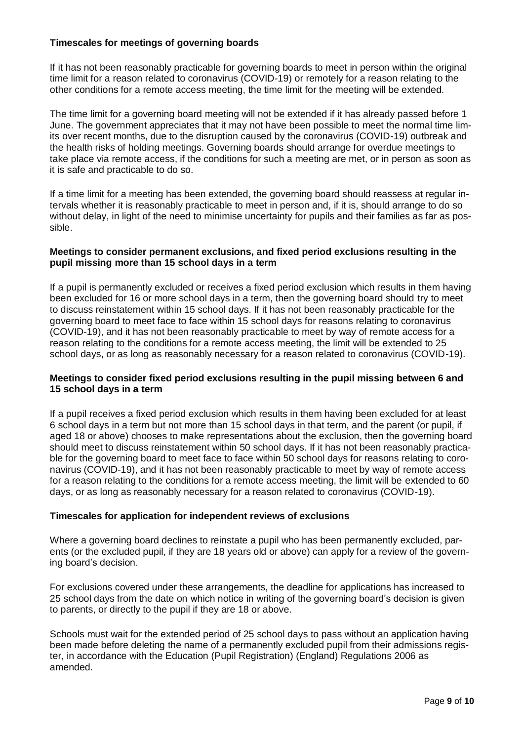### Timescales for meetings of governing boards

If it has not been reasonably practicable for governing boards to meet in person within the original time limit for a reason related to coronavirus (COVID-19) or remotely for a reason relating to the other conditions for a remote access meeting, the time limit for the meeting will be extended.

The time limit for a governing board meeting will not be extended if it has already passed before 1 June. The government appreciates that it may not have been possible to meet the normal time limits over recent months, due to the disruption caused by the coronavirus (COVID-19) outbreak and the health risks of holding meetings. Governing boards should arrange for overdue meetings to take place via remote access, if the conditions for such a meeting are met, or in person as soon as it is safe and practicable to do so.

If a time limit for a meeting has been extended, the governing board should reassess at regular intervals whether it is reasonably practicable to meet in person and, if it is, should arrange to do so without delay, in light of the need to minimise uncertainty for pupils and their families as far as possible.

### Meetings to consider permanent exclusions, and fixed period exclusions resulting in the pupil missing more than 15 school days in a term

If a pupil is permanently excluded or receives a fixed period exclusion which results in them having been excluded for 16 or more school days in a term, then the governing board should try to meet to discuss reinstatement within 15 school days. If it has not been reasonably practicable for the governing board to meet face to face within 15 school days for reasons relating to coronavirus (COVID-19), and it has not been reasonably practicable to meet by way of remote access for a reason relating to the conditions for a remote access meeting, the limit will be extended to 25 school days, or as long as reasonably necessary for a reason related to coronavirus (COVID-19).

### Meetings to consider fixed period exclusions resulting in the pupil missing between 6 and 15 school days in a term

If a pupil receives a fixed period exclusion which results in them having been excluded for at least 6 school days in a term but not more than 15 school days in that term, and the parent (or pupil, if aged 18 or above) chooses to make representations about the exclusion, then the governing board should meet to discuss reinstatement within 50 school days. If it has not been reasonably practicable for the governing board to meet face to face within 50 school days for reasons relating to coronavirus (COVID-19), and it has not been reasonably practicable to meet by way of remote access for a reason relating to the conditions for a remote access meeting, the limit will be extended to 60 days, or as long as reasonably necessary for a reason related to coronavirus (COVID-19).

### Timescales for application for independent reviews of exclusions

Where a governing board declines to reinstate a pupil who has been permanently excluded, parents (or the excluded pupil, if they are 18 years old or above) can apply for a review of the governing board's decision.

For exclusions covered under these arrangements, the deadline for applications has increased to 25 school days from the date on which notice in writing of the governing board's decision is given to parents, or directly to the pupil if they are 18 or above.

Schools must wait for the extended period of 25 school days to pass without an application having been made before deleting the name of a permanently excluded pupil from their admissions register, in accordance with the Education (Pupil Registration) (England) Regulations 2006 as amended.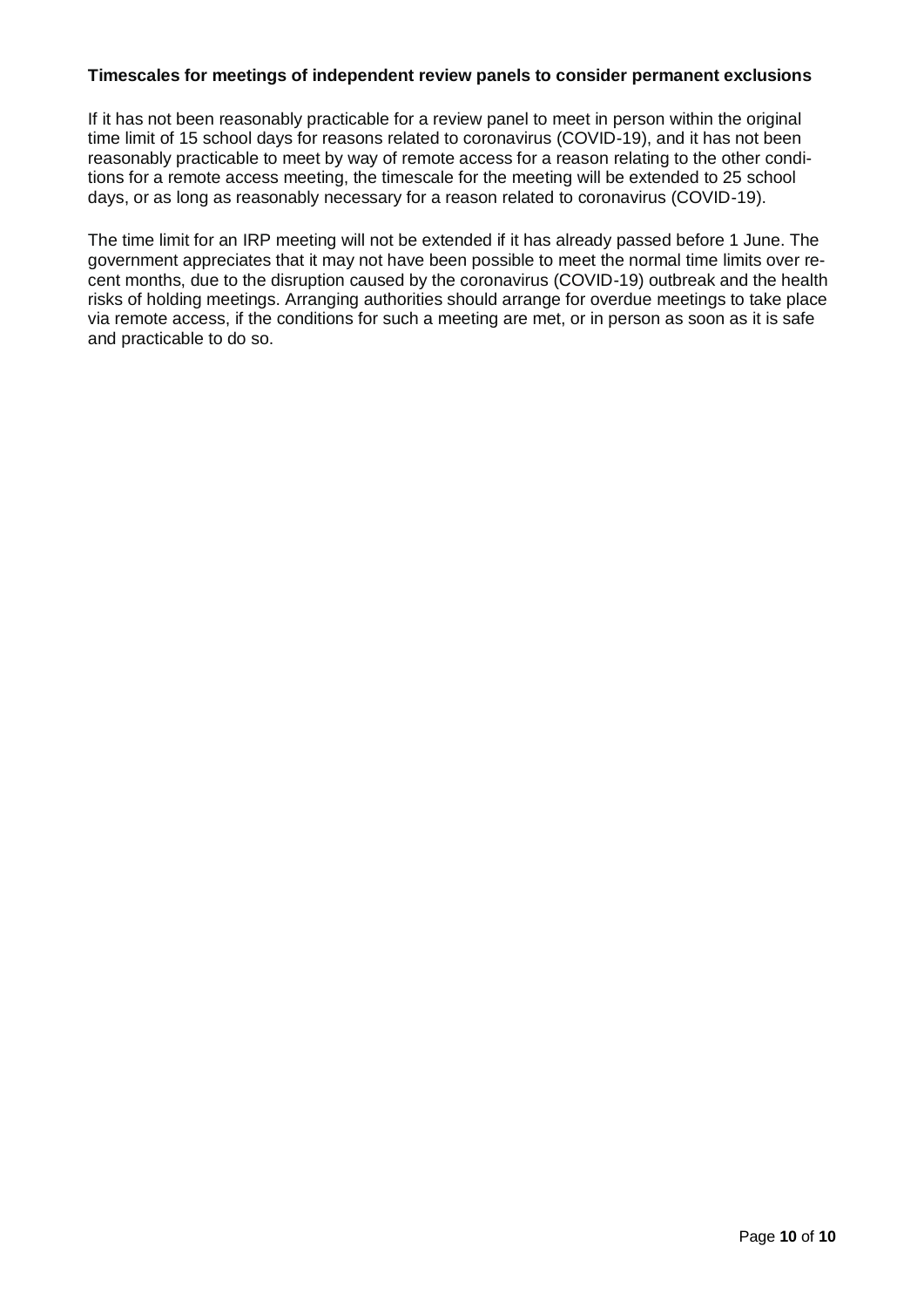**Timescales for meetings of independent review panels to consider permanent exclusions**

If it has not been reasonably practicable for a review panel to meet in person within the original time limit of 15 school days for reasons related to coronavirus (COVID-19), and it has not been reasonably practicable to meet by way of remote access for a reason relating to the other conditions for a remote access meeting, the timescale for the meeting will be extended to 25 school days, or as long as reasonably necessary for a reason related to coronavirus (COVID-19).

The time limit for an IRP meeting will not be extended if it has already passed before 1 June. The government appreciates that it may not have been possible to meet the normal time limits over recent months, due to the disruption caused by the coronavirus (COVID-19) outbreak and the health risks of holding meetings. Arranging authorities should arrange for overdue meetings to take place via remote access, if the conditions for such a meeting are met, or in person as soon as it is safe and practicable to do so.